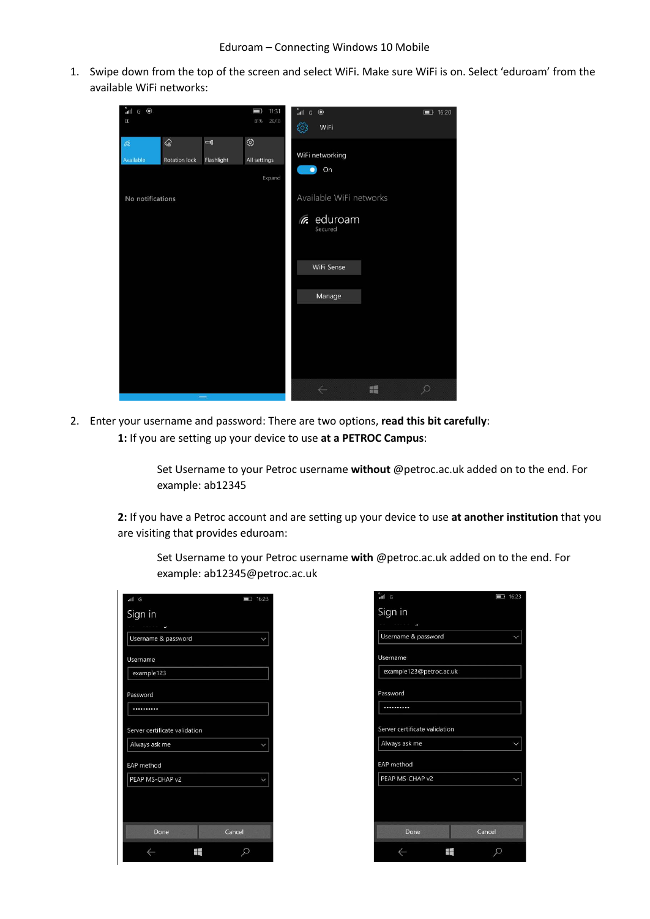# Eduroam – Connecting Windows 10 Mobile

1. Swipe down from the top of the screen and select WiFi. Make sure WiFi is on. Select 'eduroam' from the available WiFi networks:

2. Enter your username and password: There are two options, **read this bit carefully**:

   **1:** If you are setting up your device to use **at a PETROC Campus**:

   Set Username to your Petroc username **without** @petroc.ac.uk added on to the end. For example: ab12345

   **2:** If you have a Petroc account and are setting up your device to use **at another institution** that you are visiting that provides eduroam:

   Set Username to your Petroc username **with** @petroc.ac.uk added on to the end. For example: ab12345@petroc.ac.uk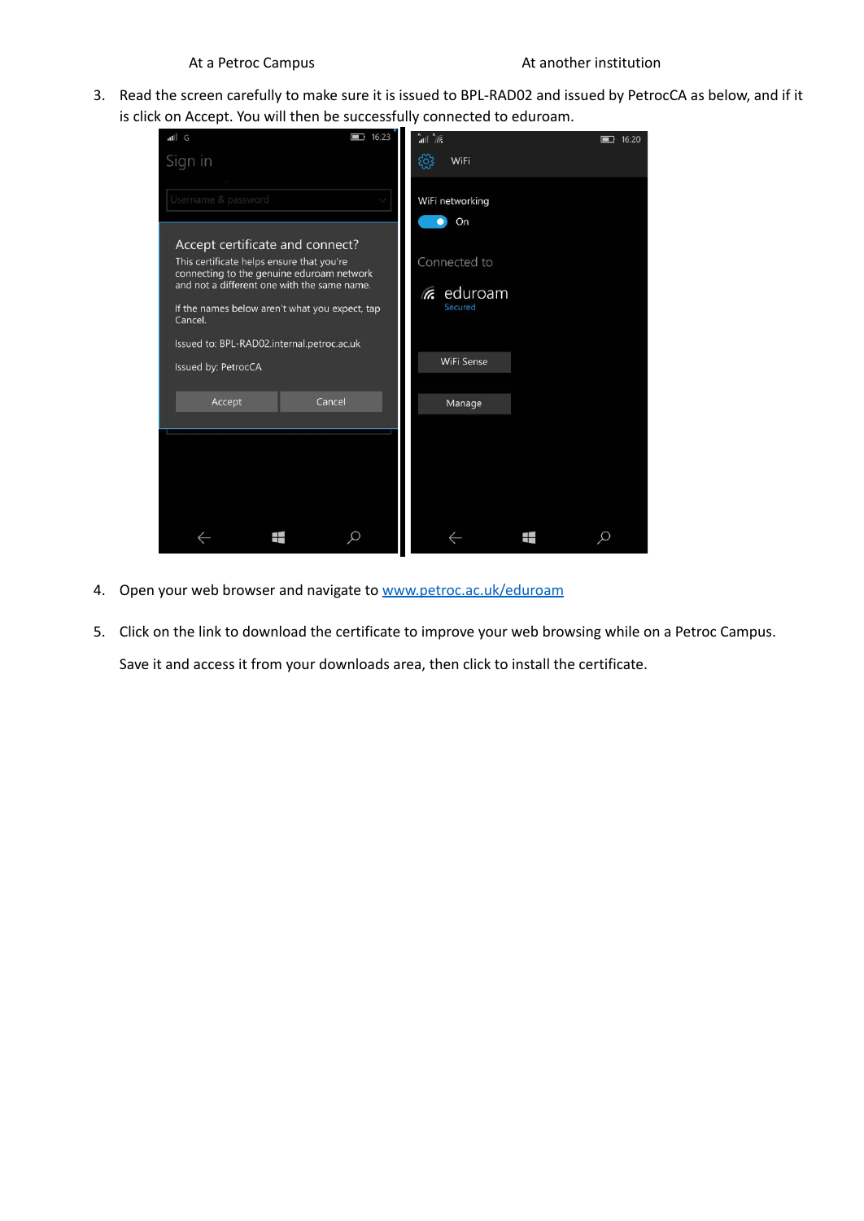At a Petroc Campus　　　　　　　　　　　　At another institution

3. Read the screen carefully to make sure it is issued to BPL-RAD02 and issued by PetrocCA as below, and if it is click on Accept. You will then be successfully connected to eduroam.

4. Open your web browser and navigate to [www.petroc.ac.uk/eduroam](www.petroc.ac.uk/eduroam)

5. Click on the link to download the certificate to improve your web browsing while on a Petroc Campus.

   Save it and access it from your downloads area, then click to install the certificate.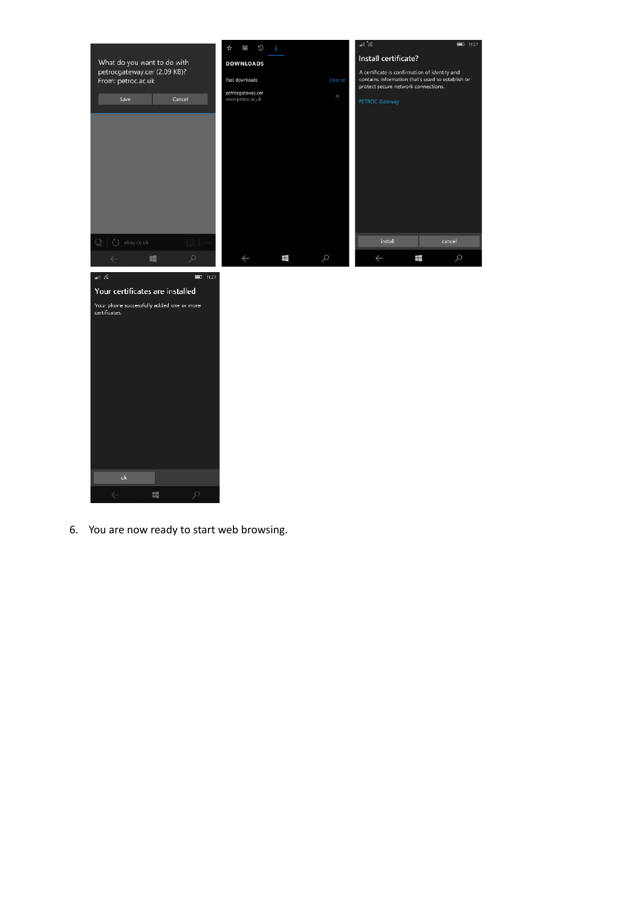6. You are now ready to start web browsing.